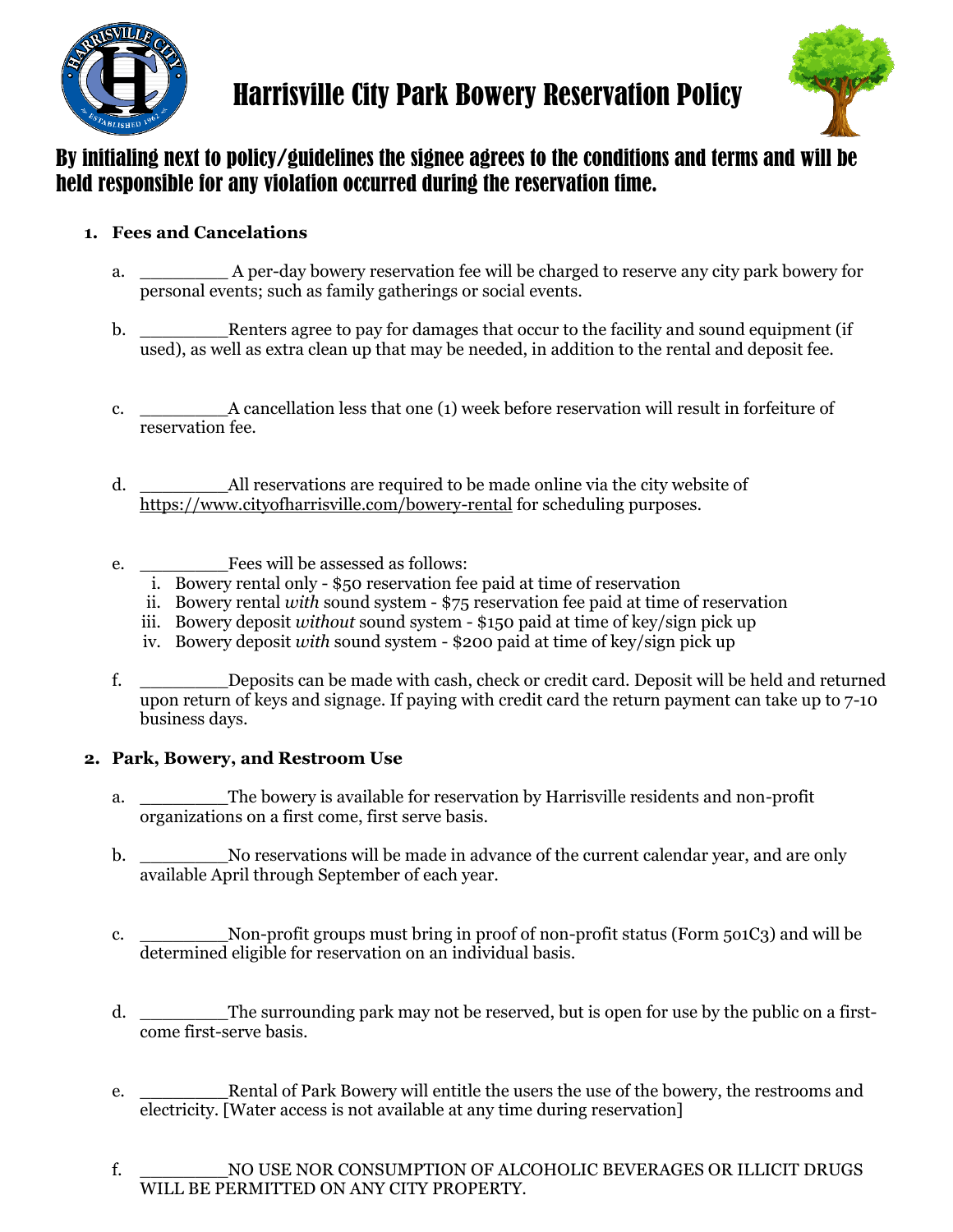# Harrisville City Park Bowery Reservation Policy

## By initialing next to policy/guidelines the signee agrees to the conditions and terms and will be held responsible for any violation occurred during the reservation time.

1. **Fees and Cancelations**

   a. ________ A per-day bowery reservation fee will be charged to reserve any city park bowery for personal events; such as family gatherings or social events.

   b. ________Renters agree to pay for damages that occur to the facility and sound equipment (if used), as well as extra clean up that may be needed, in addition to the rental and deposit fee.

   c. ________A cancellation less that one (1) week before reservation will result in forfeiture of reservation fee.

   d. ________All reservations are required to be made online via the city website of https://www.cityofharrisville.com/bowery-rental for scheduling purposes.

   e. ________Fees will be assessed as follows:
      i. Bowery rental only - $50 reservation fee paid at time of reservation
      ii. Bowery rental *with* sound system - $75 reservation fee paid at time of reservation
      iii. Bowery deposit *without* sound system - $150 paid at time of key/sign pick up
      iv. Bowery deposit *with* sound system - $200 paid at time of key/sign pick up

   f. ________Deposits can be made with cash, check or credit card. Deposit will be held and returned upon return of keys and signage. If paying with credit card the return payment can take up to 7-10 business days.

2. **Park, Bowery, and Restroom Use**

   a. ________The bowery is available for reservation by Harrisville residents and non-profit organizations on a first come, first serve basis.

   b. ________No reservations will be made in advance of the current calendar year, and are only available April through September of each year.

   c. ________Non-profit groups must bring in proof of non-profit status (Form 501C3) and will be determined eligible for reservation on an individual basis.

   d. ________The surrounding park may not be reserved, but is open for use by the public on a first-come first-serve basis.

   e. ________Rental of Park Bowery will entitle the users the use of the bowery, the restrooms and electricity. [Water access is not available at any time during reservation]

   f. ________NO USE NOR CONSUMPTION OF ALCOHOLIC BEVERAGES OR ILLICIT DRUGS WILL BE PERMITTED ON ANY CITY PROPERTY.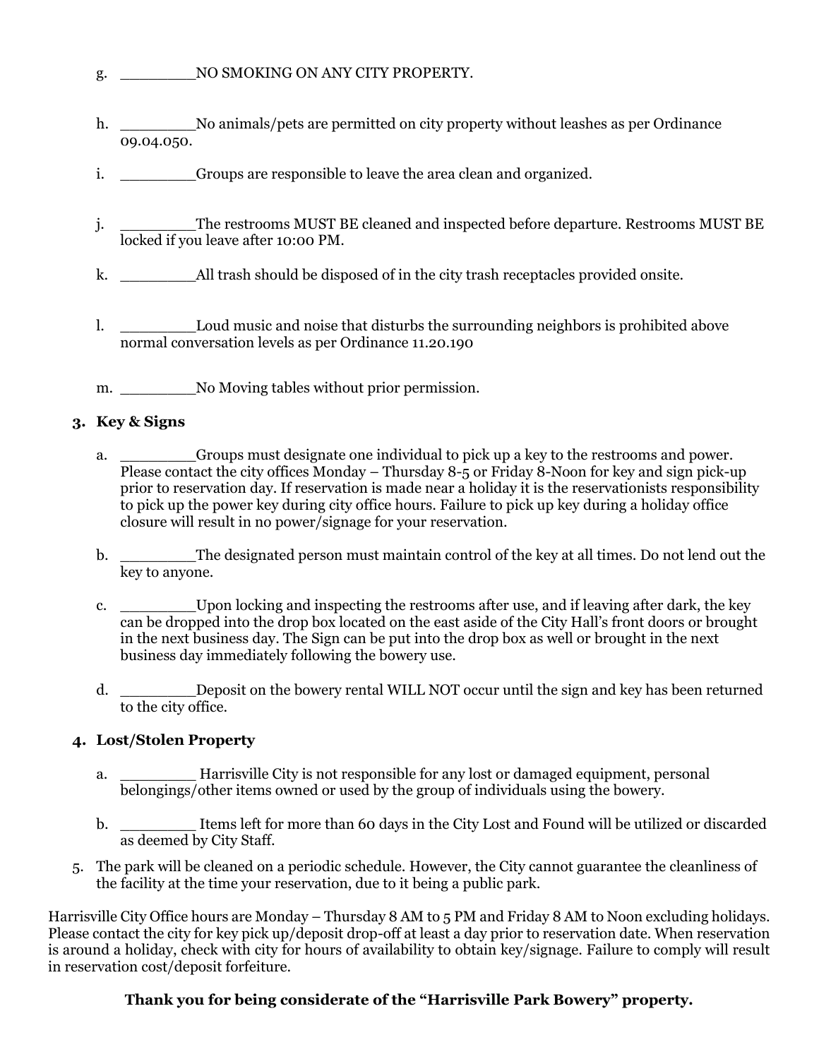g. ________NO SMOKING ON ANY CITY PROPERTY.

h. ________No animals/pets are permitted on city property without leashes as per Ordinance 09.04.050.

i. ________Groups are responsible to leave the area clean and organized.

j. ________The restrooms MUST BE cleaned and inspected before departure. Restrooms MUST BE locked if you leave after 10:00 PM.

k. ________All trash should be disposed of in the city trash receptacles provided onsite.

l. ________Loud music and noise that disturbs the surrounding neighbors is prohibited above normal conversation levels as per Ordinance 11.20.190

m. ________No Moving tables without prior permission.

**3. Key & Signs**

a. ________Groups must designate one individual to pick up a key to the restrooms and power. Please contact the city offices Monday – Thursday 8-5 or Friday 8-Noon for key and sign pick-up prior to reservation day. If reservation is made near a holiday it is the reservationists responsibility to pick up the power key during city office hours. Failure to pick up key during a holiday office closure will result in no power/signage for your reservation.

b. ________The designated person must maintain control of the key at all times. Do not lend out the key to anyone.

c. ________Upon locking and inspecting the restrooms after use, and if leaving after dark, the key can be dropped into the drop box located on the east aside of the City Hall's front doors or brought in the next business day. The Sign can be put into the drop box as well or brought in the next business day immediately following the bowery use.

d. ________Deposit on the bowery rental WILL NOT occur until the sign and key has been returned to the city office.

**4. Lost/Stolen Property**

a. ________ Harrisville City is not responsible for any lost or damaged equipment, personal belongings/other items owned or used by the group of individuals using the bowery.

b. ________ Items left for more than 60 days in the City Lost and Found will be utilized or discarded as deemed by City Staff.

5. The park will be cleaned on a periodic schedule. However, the City cannot guarantee the cleanliness of the facility at the time your reservation, due to it being a public park.

Harrisville City Office hours are Monday – Thursday 8 AM to 5 PM and Friday 8 AM to Noon excluding holidays. Please contact the city for key pick up/deposit drop-off at least a day prior to reservation date. When reservation is around a holiday, check with city for hours of availability to obtain key/signage. Failure to comply will result in reservation cost/deposit forfeiture.

**Thank you for being considerate of the "Harrisville Park Bowery" property.**